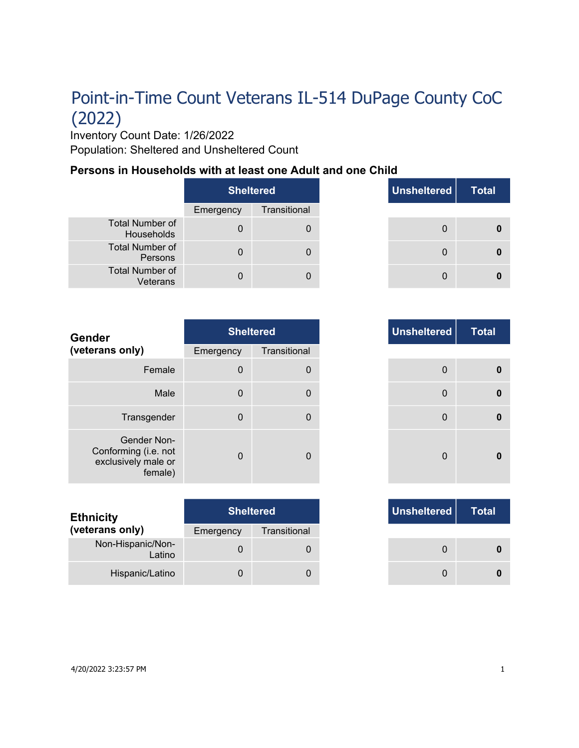# Point-in-Time Count Veterans IL-514 DuPage County CoC (2022)

Inventory Count Date: 1/26/2022

Population: Sheltered and Unsheltered Count

### Persons in Households with at least one Adult and one Child

| | Sheltered | | Unsheltered | Total |
|---|---|---|---|---|
| | Emergency | Transitional | | |
| Total Number of Households | 0 | 0 | 0 | **0** |
| Total Number of Persons | 0 | 0 | 0 | **0** |
| Total Number of Veterans | 0 | 0 | 0 | **0** |

| **Gender (veterans only)** | Sheltered | | Unsheltered | Total |
|---|---|---|---|---|
| | Emergency | Transitional | | |
| Female | 0 | 0 | 0 | **0** |
| Male | 0 | 0 | 0 | **0** |
| Transgender | 0 | 0 | 0 | **0** |
| Gender Non-Conforming (i.e. not exclusively male or female) | 0 | 0 | 0 | **0** |

| **Ethnicity (veterans only)** | Sheltered | | Unsheltered | Total |
|---|---|---|---|---|
| | Emergency | Transitional | | |
| Non-Hispanic/Non-Latino | 0 | 0 | 0 | **0** |
| Hispanic/Latino | 0 | 0 | 0 | **0** |

4/20/2022 3:23:57 PM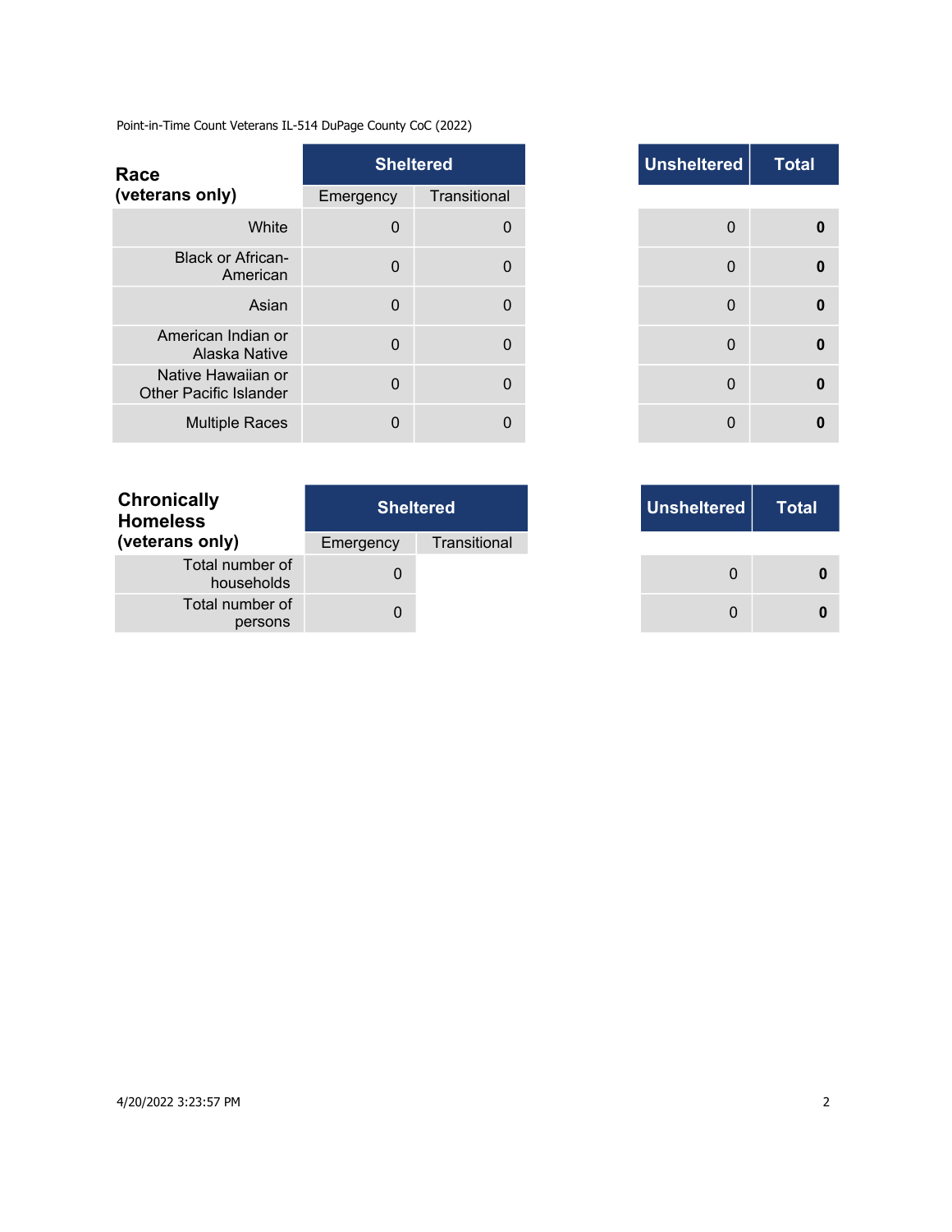Point-in-Time Count Veterans IL-514 DuPage County CoC (2022)

| Race (veterans only) | Sheltered | | Unsheltered | Total |
|---|---|---|---|---|
| | Emergency | Transitional | | |
| White | 0 | 0 | 0 | **0** |
| Black or African-American | 0 | 0 | 0 | **0** |
| Asian | 0 | 0 | 0 | **0** |
| American Indian or Alaska Native | 0 | 0 | 0 | **0** |
| Native Hawaiian or Other Pacific Islander | 0 | 0 | 0 | **0** |
| Multiple Races | 0 | 0 | 0 | **0** |

| Chronically Homeless (veterans only) | Sheltered | | Unsheltered | Total |
|---|---|---|---|---|
| | Emergency | Transitional | | |
| Total number of households | 0 | | 0 | **0** |
| Total number of persons | 0 | | 0 | **0** |

4/20/2022 3:23:57 PM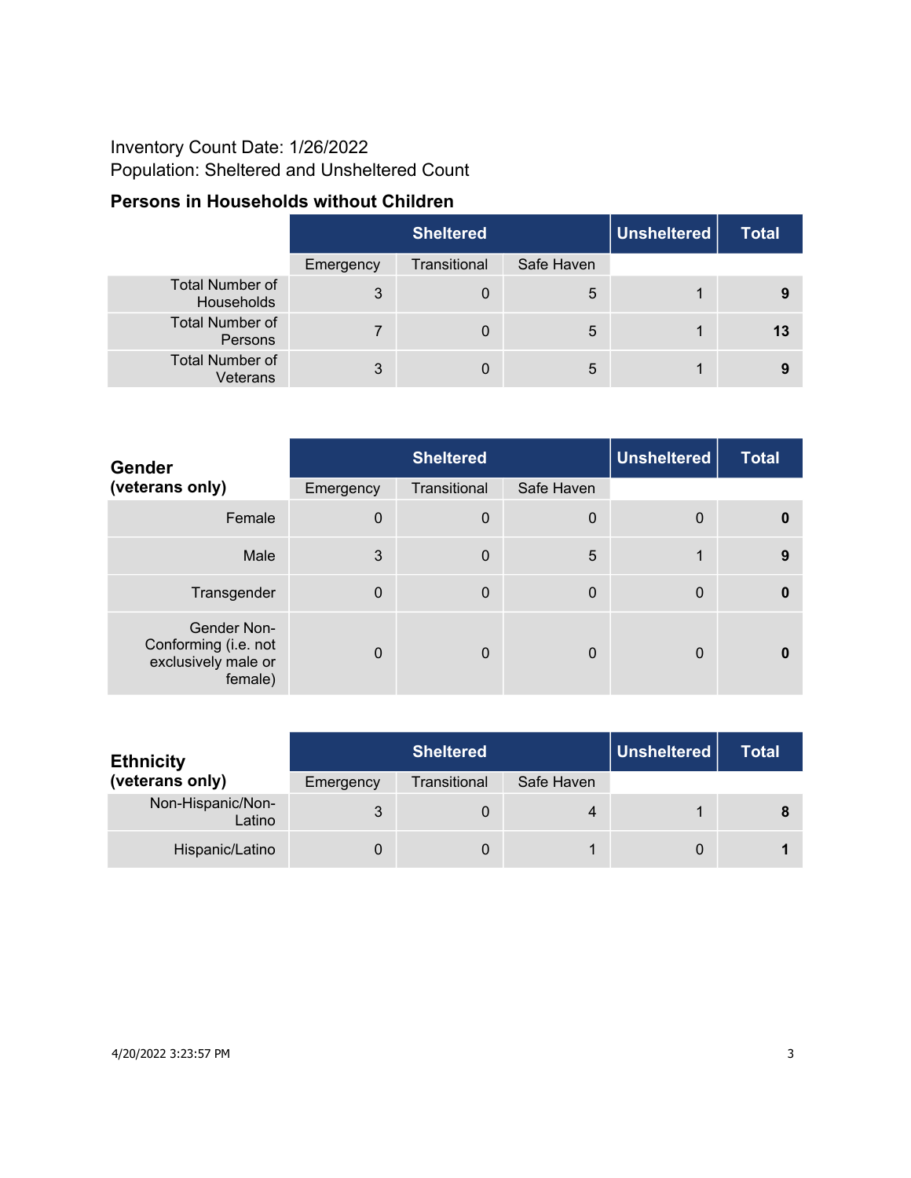Inventory Count Date: 1/26/2022
Population: Sheltered and Unsheltered Count

## Persons in Households without Children

| | Sheltered | | | Unsheltered | Total |
|---|---|---|---|---|---|
| | Emergency | Transitional | Safe Haven | | |
| Total Number of Households | 3 | 0 | 5 | 1 | **9** |
| Total Number of Persons | 7 | 0 | 5 | 1 | **13** |
| Total Number of Veterans | 3 | 0 | 5 | 1 | **9** |

| **Gender (veterans only)** | Sheltered | | | Unsheltered | Total |
|---|---|---|---|---|---|
| | Emergency | Transitional | Safe Haven | | |
| Female | 0 | 0 | 0 | 0 | **0** |
| Male | 3 | 0 | 5 | 1 | **9** |
| Transgender | 0 | 0 | 0 | 0 | **0** |
| Gender Non-Conforming (i.e. not exclusively male or female) | 0 | 0 | 0 | 0 | **0** |

| **Ethnicity (veterans only)** | Sheltered | | | Unsheltered | Total |
|---|---|---|---|---|---|
| | Emergency | Transitional | Safe Haven | | |
| Non-Hispanic/Non-Latino | 3 | 0 | 4 | 1 | **8** |
| Hispanic/Latino | 0 | 0 | 1 | 0 | **1** |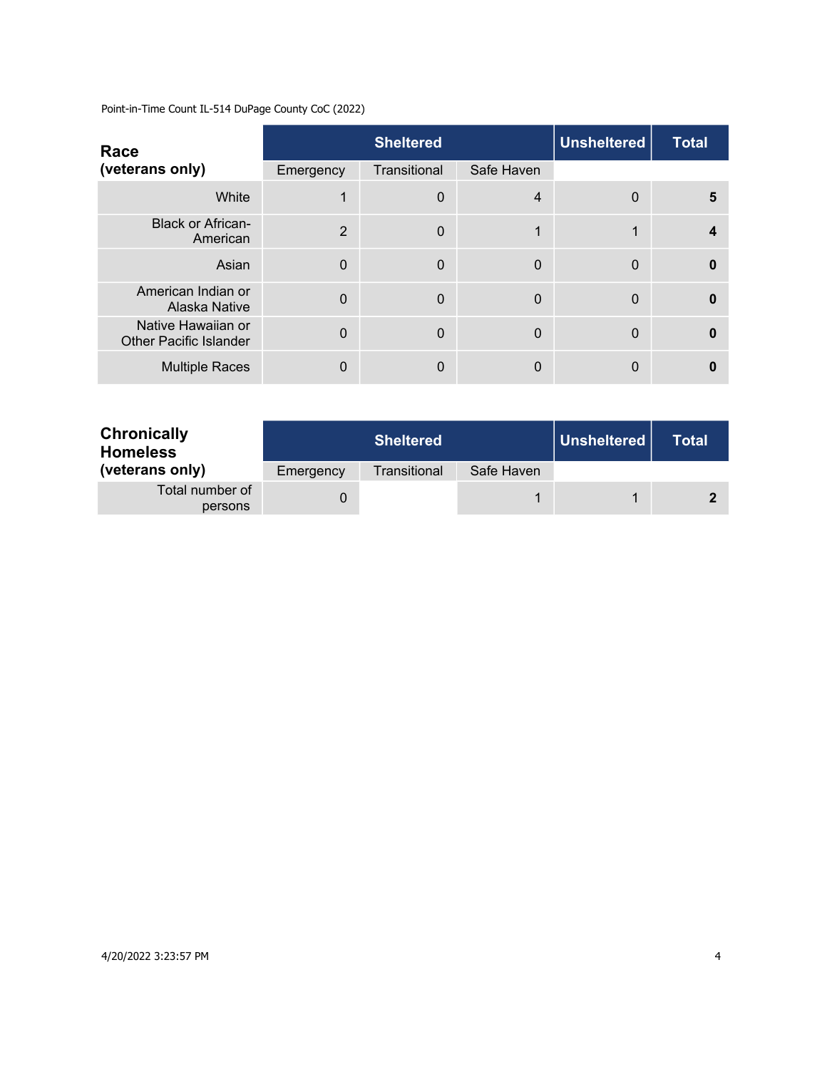Point-in-Time Count IL-514 DuPage County CoC (2022)

| Race (veterans only) | Sheltered | | | Unsheltered | Total |
|---|---|---|---|---|---|
| | Emergency | Transitional | Safe Haven | | |
| White | 1 | 0 | 4 | 0 | **5** |
| Black or African-American | 2 | 0 | 1 | 1 | **4** |
| Asian | 0 | 0 | 0 | 0 | **0** |
| American Indian or Alaska Native | 0 | 0 | 0 | 0 | **0** |
| Native Hawaiian or Other Pacific Islander | 0 | 0 | 0 | 0 | **0** |
| Multiple Races | 0 | 0 | 0 | 0 | **0** |

| Chronically Homeless (veterans only) | Sheltered | | | Unsheltered | Total |
|---|---|---|---|---|---|
| | Emergency | Transitional | Safe Haven | | |
| Total number of persons | 0 | | 1 | 1 | **2** |

4/20/2022 3:23:57 PM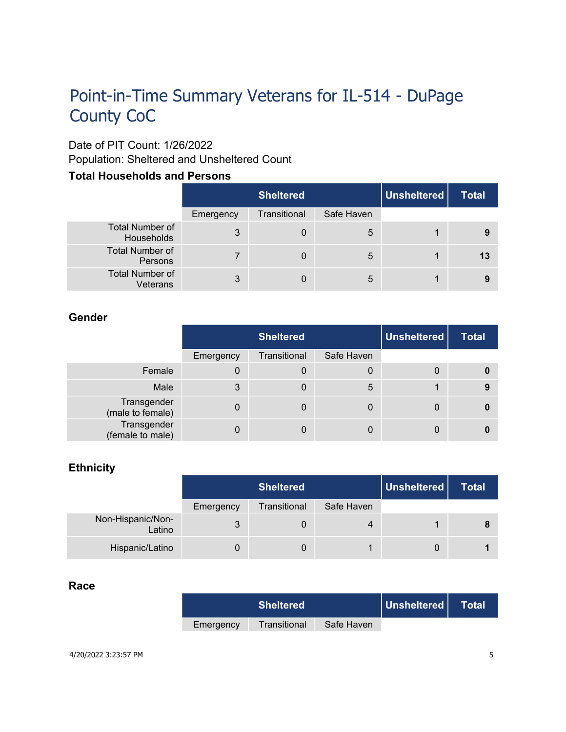# Point-in-Time Summary Veterans for IL-514 - DuPage County CoC

Date of PIT Count: 1/26/2022
Population: Sheltered and Unsheltered Count

### Total Households and Persons

| | Sheltered | | | Unsheltered | Total |
|---|---|---|---|---|---|
| | Emergency | Transitional | Safe Haven | | |
| Total Number of Households | 3 | 0 | 5 | 1 | **9** |
| Total Number of Persons | 7 | 0 | 5 | 1 | **13** |
| Total Number of Veterans | 3 | 0 | 5 | 1 | **9** |

### Gender

| | Sheltered | | | Unsheltered | Total |
|---|---|---|---|---|---|
| | Emergency | Transitional | Safe Haven | | |
| Female | 0 | 0 | 0 | 0 | **0** |
| Male | 3 | 0 | 5 | 1 | **9** |
| Transgender (male to female) | 0 | 0 | 0 | 0 | **0** |
| Transgender (female to male) | 0 | 0 | 0 | 0 | **0** |

### Ethnicity

| | Sheltered | | | Unsheltered | Total |
|---|---|---|---|---|---|
| | Emergency | Transitional | Safe Haven | | |
| Non-Hispanic/Non-Latino | 3 | 0 | 4 | 1 | **8** |
| Hispanic/Latino | 0 | 0 | 1 | 0 | **1** |

### Race

| | Sheltered | | | Unsheltered | Total |
|---|---|---|---|---|---|
| | Emergency | Transitional | Safe Haven | | |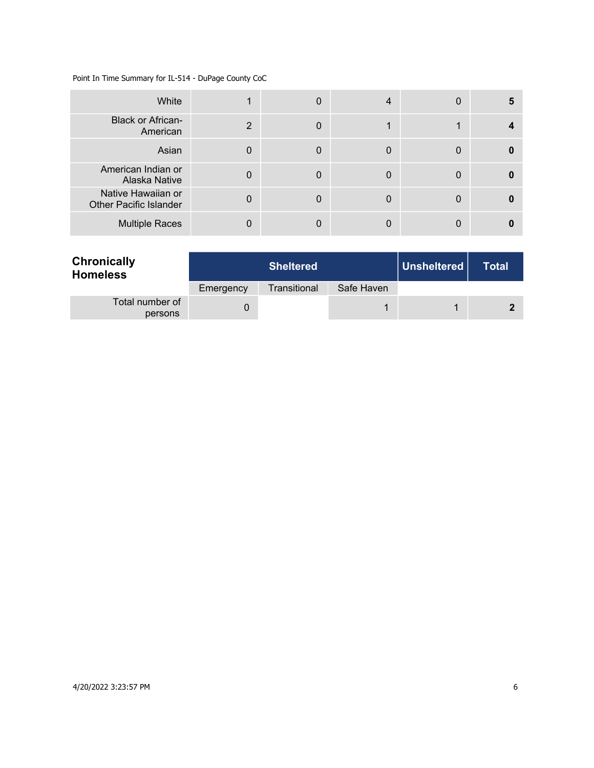| | | | | | |
|---|---|---|---|---|---|
| White | 1 | 0 | 4 | 0 | **5** |
| Black or African-American | 2 | 0 | 1 | 1 | **4** |
| Asian | 0 | 0 | 0 | 0 | **0** |
| American Indian or Alaska Native | 0 | 0 | 0 | 0 | **0** |
| Native Hawaiian or Other Pacific Islander | 0 | 0 | 0 | 0 | **0** |
| Multiple Races | 0 | 0 | 0 | 0 | **0** |

| **Chronically Homeless** | **Sheltered** | | | **Unsheltered** | **Total** |
|---|---|---|---|---|---|
| | Emergency | Transitional | Safe Haven | | |
| Total number of persons | 0 | | 1 | 1 | **2** |